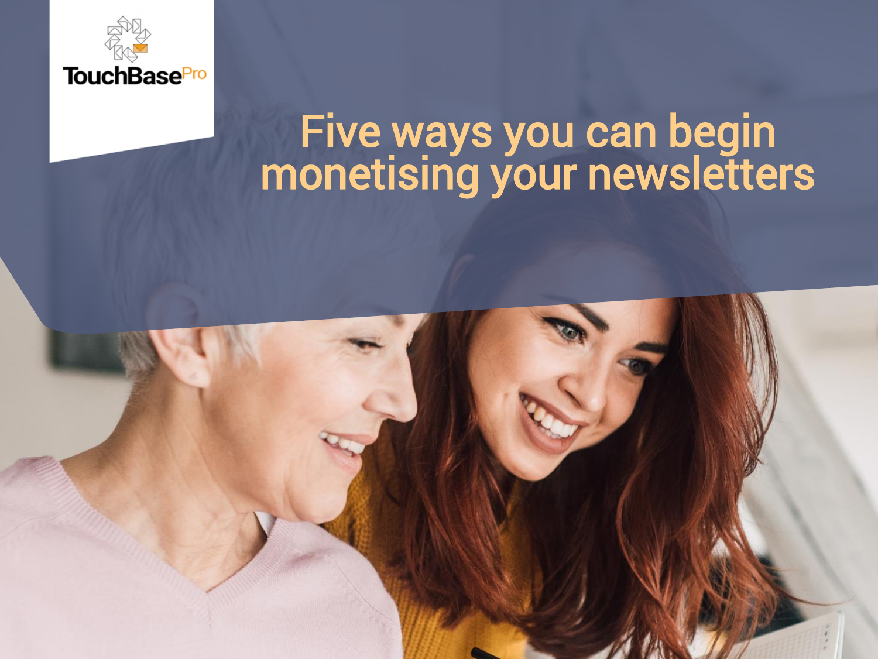TouchBasePro

# Five ways you can begin monetising your newsletters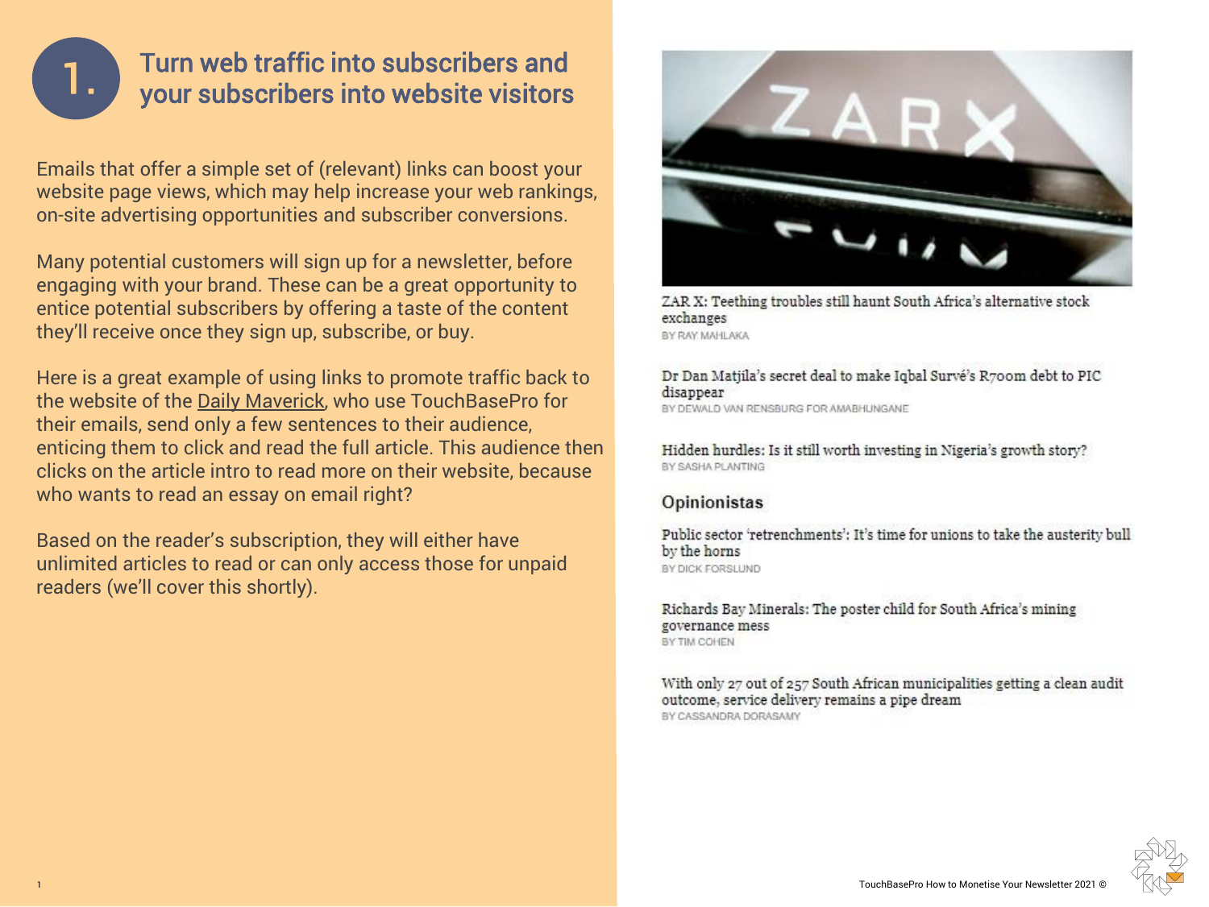# 1. Turn web traffic into subscribers and your subscribers into website visitors

Emails that offer a simple set of (relevant) links can boost your website page views, which may help increase your web rankings, on-site advertising opportunities and subscriber conversions.

Many potential customers will sign up for a newsletter, before engaging with your brand. These can be a great opportunity to entice potential subscribers by offering a taste of the content they'll receive once they sign up, subscribe, or buy.

Here is a great example of using links to promote traffic back to the website of the Daily Maverick, who use TouchBasePro for their emails, send only a few sentences to their audience, enticing them to click and read the full article. This audience then clicks on the article intro to read more on their website, because who wants to read an essay on email right?

Based on the reader's subscription, they will either have unlimited articles to read or can only access those for unpaid readers (we'll cover this shortly).

ZAR X: Teething troubles still haunt South Africa's alternative stock exchanges
BY RAY MAHLAKA

Dr Dan Matjila's secret deal to make Iqbal Survé's R700m debt to PIC disappear
BY DEWALD VAN RENSBURG FOR AMABHUNGANE

Hidden hurdles: Is it still worth investing in Nigeria's growth story?
BY SASHA PLANTING

## Opinionistas

Public sector 'retrenchments': It's time for unions to take the austerity bull by the horns
BY DICK FORSLUND

Richards Bay Minerals: The poster child for South Africa's mining governance mess
BY TIM COHEN

With only 27 out of 257 South African municipalities getting a clean audit outcome, service delivery remains a pipe dream
BY CASSANDRA DORASAMY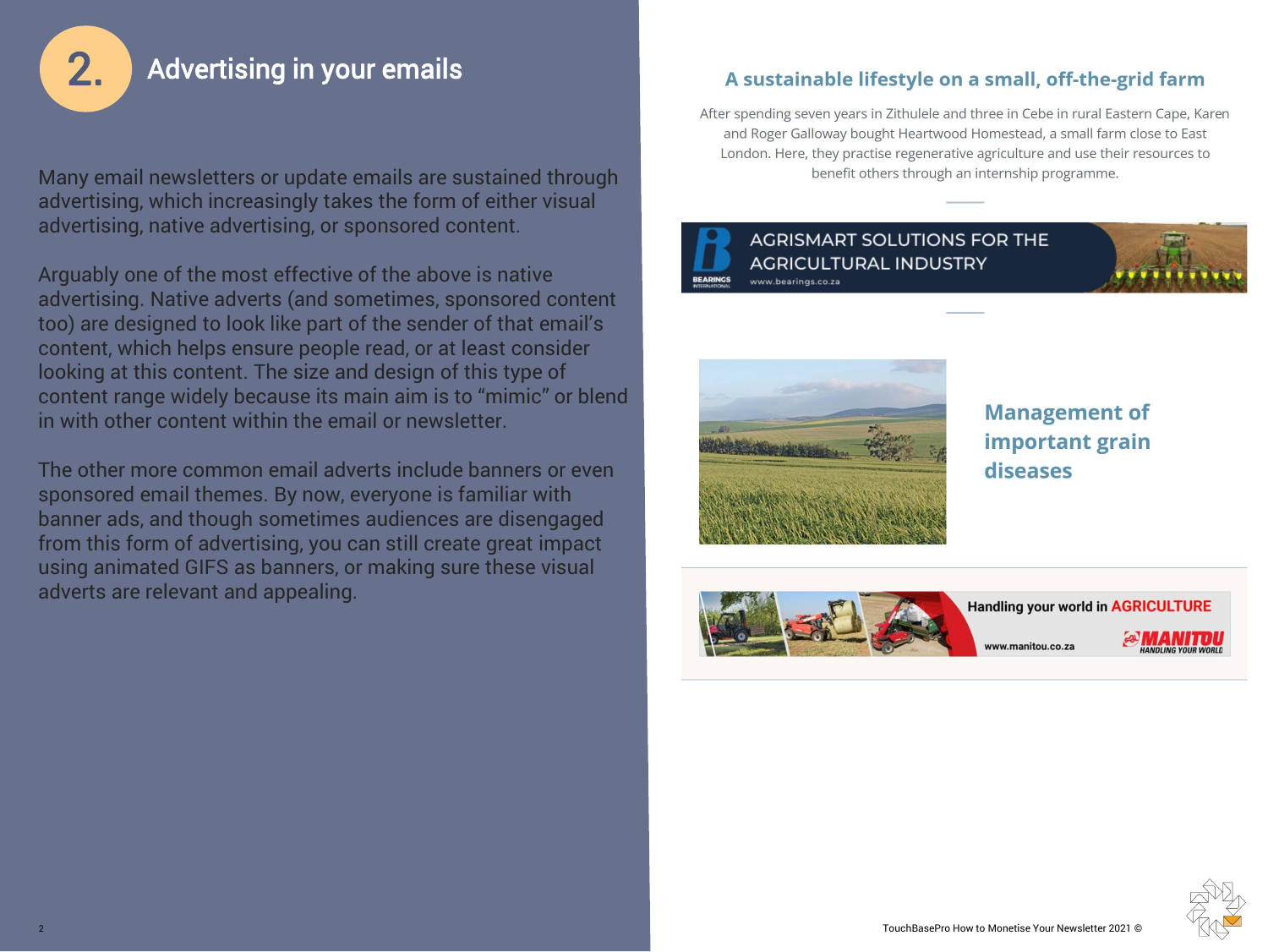## 2. Advertising in your emails

Many email newsletters or update emails are sustained through advertising, which increasingly takes the form of either visual advertising, native advertising, or sponsored content.

Arguably one of the most effective of the above is native advertising. Native adverts (and sometimes, sponsored content too) are designed to look like part of the sender of that email's content, which helps ensure people read, or at least consider looking at this content. The size and design of this type of content range widely because its main aim is to "mimic" or blend in with other content within the email or newsletter.

The other more common email adverts include banners or even sponsored email themes. By now, everyone is familiar with banner ads, and though sometimes audiences are disengaged from this form of advertising, you can still create great impact using animated GIFS as banners, or making sure these visual adverts are relevant and appealing.

### A sustainable lifestyle on a small, off-the-grid farm

After spending seven years in Zithulele and three in Cebe in rural Eastern Cape, Karen and Roger Galloway bought Heartwood Homestead, a small farm close to East London. Here, they practise regenerative agriculture and use their resources to benefit others through an internship programme.

AGRISMART SOLUTIONS FOR THE AGRICULTURAL INDUSTRY
BEARINGS INTERNATIONAL
www.bearings.co.za

### Management of important grain diseases

Handling your world in AGRICULTURE
www.manitou.co.za
MANITOU HANDLING YOUR WORLD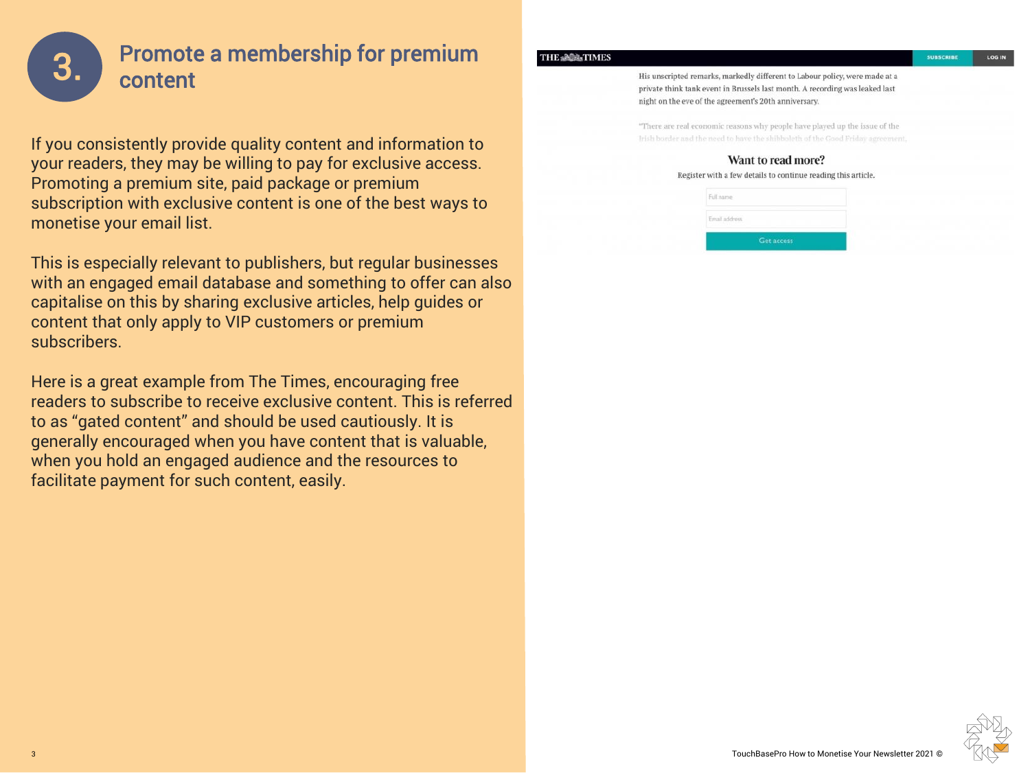# 3. Promote a membership for premium content

If you consistently provide quality content and information to your readers, they may be willing to pay for exclusive access. Promoting a premium site, paid package or premium subscription with exclusive content is one of the best ways to monetise your email list.

This is especially relevant to publishers, but regular businesses with an engaged email database and something to offer can also capitalise on this by sharing exclusive articles, help guides or content that only apply to VIP customers or premium subscribers.

Here is a great example from The Times, encouraging free readers to subscribe to receive exclusive content. This is referred to as "gated content" and should be used cautiously. It is generally encouraged when you have content that is valuable, when you hold an engaged audience and the resources to facilitate payment for such content, easily.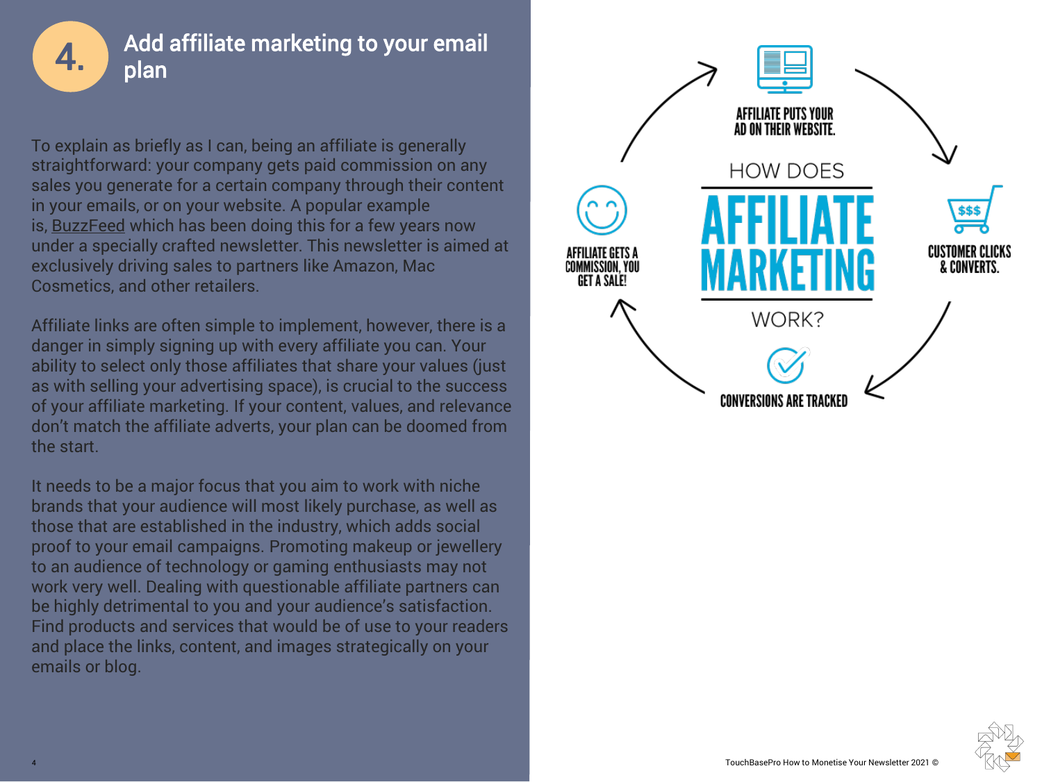## 4. Add affiliate marketing to your email plan

To explain as briefly as I can, being an affiliate is generally straightforward: your company gets paid commission on any sales you generate for a certain company through their content in your emails, or on your website. A popular example is, BuzzFeed which has been doing this for a few years now under a specially crafted newsletter. This newsletter is aimed at exclusively driving sales to partners like Amazon, Mac Cosmetics, and other retailers.

Affiliate links are often simple to implement, however, there is a danger in simply signing up with every affiliate you can. Your ability to select only those affiliates that share your values (just as with selling your advertising space), is crucial to the success of your affiliate marketing. If your content, values, and relevance don't match the affiliate adverts, your plan can be doomed from the start.

It needs to be a major focus that you aim to work with niche brands that your audience will most likely purchase, as well as those that are established in the industry, which adds social proof to your email campaigns. Promoting makeup or jewellery to an audience of technology or gaming enthusiasts may not work very well. Dealing with questionable affiliate partners can be highly detrimental to you and your audience's satisfaction. Find products and services that would be of use to your readers and place the links, content, and images strategically on your emails or blog.

**HOW DOES AFFILIATE MARKETING WORK?**

- AFFILIATE PUTS YOUR AD ON THEIR WEBSITE.
- CUSTOMER CLICKS & CONVERTS.
- CONVERSIONS ARE TRACKED
- AFFILIATE GETS A COMMISSION, YOU GET A SALE!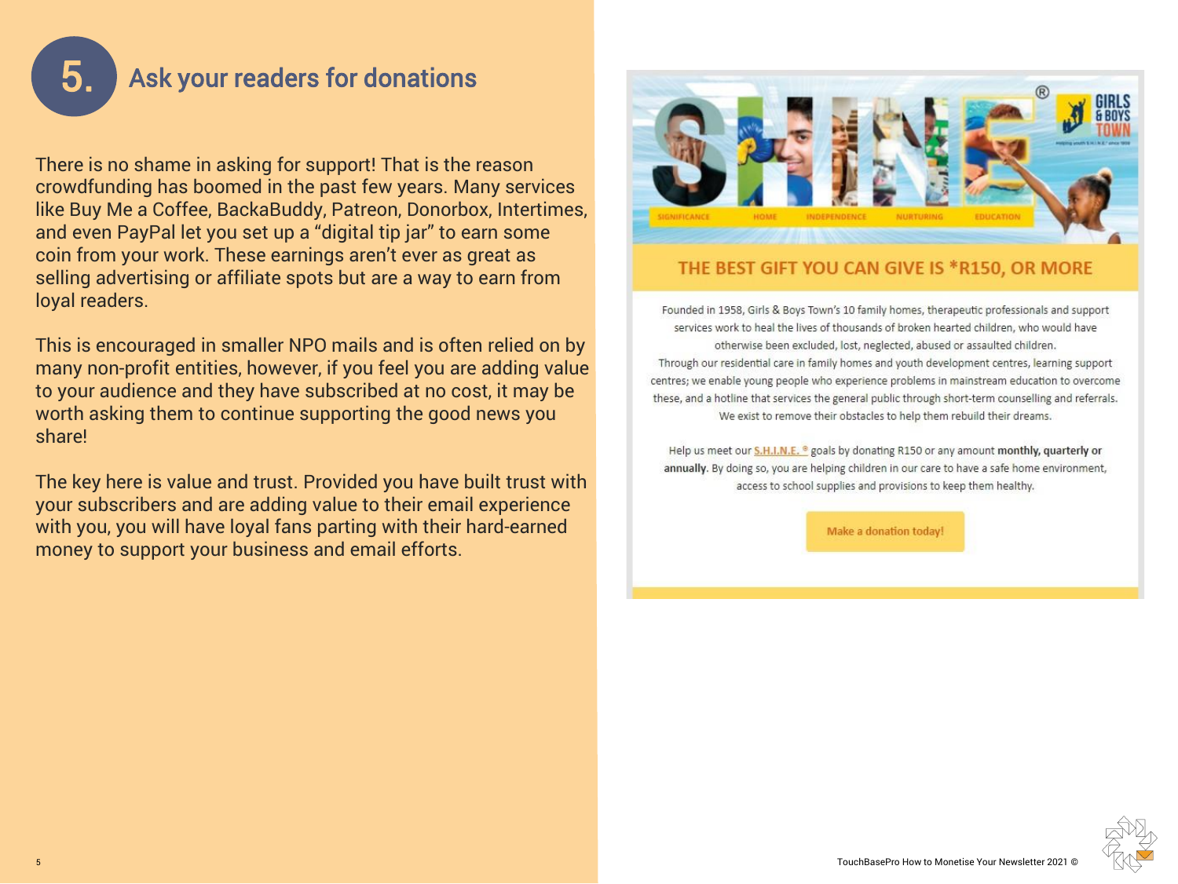## 5. Ask your readers for donations

There is no shame in asking for support! That is the reason crowdfunding has boomed in the past few years. Many services like Buy Me a Coffee, BackaBuddy, Patreon, Donorbox, Intertimes, and even PayPal let you set up a "digital tip jar" to earn some coin from your work. These earnings aren't ever as great as selling advertising or affiliate spots but are a way to earn from loyal readers.

This is encouraged in smaller NPO mails and is often relied on by many non-profit entities, however, if you feel you are adding value to your audience and they have subscribed at no cost, it may be worth asking them to continue supporting the good news you share!

The key here is value and trust. Provided you have built trust with your subscribers and are adding value to their email experience with you, you will have loyal fans parting with their hard-earned money to support your business and email efforts.

SHINE®

GIRLS & BOYS TOWN

SIGNIFICANCE HOME INDEPENDENCE NURTURING EDUCATION

### THE BEST GIFT YOU CAN GIVE IS *R150, OR MORE

Founded in 1958, Girls & Boys Town's 10 family homes, therapeutic professionals and support services work to heal the lives of thousands of broken hearted children, who would have otherwise been excluded, lost, neglected, abused or assaulted children.
Through our residential care in family homes and youth development centres, learning support centres; we enable young people who experience problems in mainstream education to overcome these, and a hotline that services the general public through short-term counselling and referrals.
We exist to remove their obstacles to help them rebuild their dreams.

Help us meet our S.H.I.N.E.® goals by donating R150 or any amount **monthly, quarterly or annually**. By doing so, you are helping children in our care to have a safe home environment, access to school supplies and provisions to keep them healthy.

Make a donation today!

TouchBasePro How to Monetise Your Newsletter 2021 ©